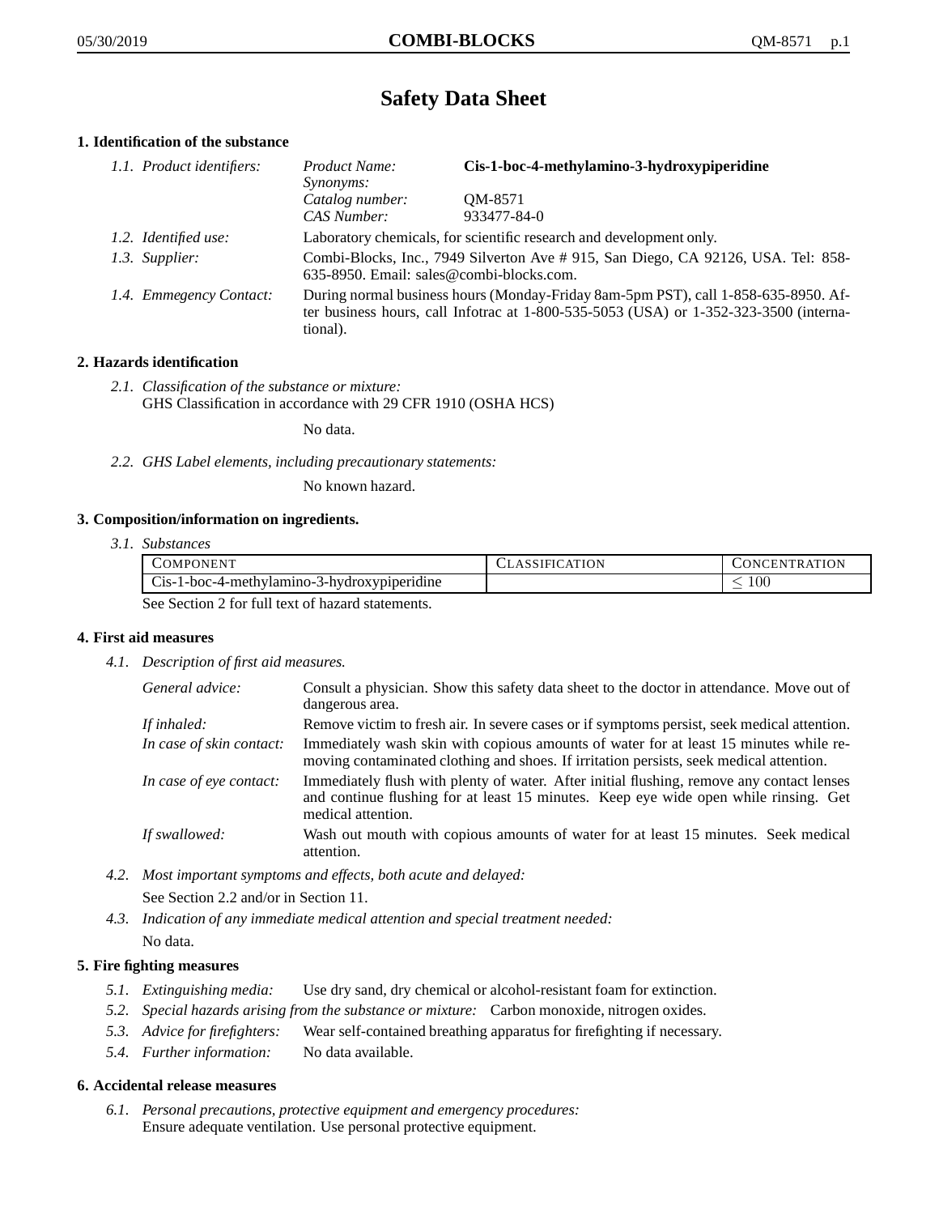# Safety Data Sheet

## 1. Identification of the substance

*1.1. Product identifiers:*

| | |
|---|---|
| *Product Name:* | **Cis-1-boc-4-methylamino-3-hydroxypiperidine** |
| *Synonyms:* | |
| *Catalog number:* | QM-8571 |
| *CAS Number:* | 933477-84-0 |

*1.2. Identified use:* Laboratory chemicals, for scientific research and development only.

*1.3. Supplier:* Combi-Blocks, Inc., 7949 Silverton Ave # 915, San Diego, CA 92126, USA. Tel: 858-635-8950. Email: sales@combi-blocks.com.

*1.4. Emmegency Contact:* During normal business hours (Monday-Friday 8am-5pm PST), call 1-858-635-8950. After business hours, call Infotrac at 1-800-535-5053 (USA) or 1-352-323-3500 (international).

## 2. Hazards identification

*2.1. Classification of the substance or mixture:*
GHS Classification in accordance with 29 CFR 1910 (OSHA HCS)

No data.

*2.2. GHS Label elements, including precautionary statements:*

No known hazard.

## 3. Composition/information on ingredients.

*3.1. Substances*

| Component | Classification | Concentration |
|---|---|---|
| Cis-1-boc-4-methylamino-3-hydroxypiperidine | | $\leq 100$ |

See Section 2 for full text of hazard statements.

## 4. First aid measures

*4.1. Description of first aid measures.*

*General advice:* Consult a physician. Show this safety data sheet to the doctor in attendance. Move out of dangerous area.

*If inhaled:* Remove victim to fresh air. In severe cases or if symptoms persist, seek medical attention.

*In case of skin contact:* Immediately wash skin with copious amounts of water for at least 15 minutes while removing contaminated clothing and shoes. If irritation persists, seek medical attention.

*In case of eye contact:* Immediately flush with plenty of water. After initial flushing, remove any contact lenses and continue flushing for at least 15 minutes. Keep eye wide open while rinsing. Get medical attention.

*If swallowed:* Wash out mouth with copious amounts of water for at least 15 minutes. Seek medical attention.

*4.2. Most important symptoms and effects, both acute and delayed:*

See Section 2.2 and/or in Section 11.

*4.3. Indication of any immediate medical attention and special treatment needed:*

No data.

## 5. Fire fighting measures

*5.1. Extinguishing media:* Use dry sand, dry chemical or alcohol-resistant foam for extinction.

*5.2. Special hazards arising from the substance or mixture:* Carbon monoxide, nitrogen oxides.

*5.3. Advice for firefighters:* Wear self-contained breathing apparatus for firefighting if necessary.

*5.4. Further information:* No data available.

## 6. Accidental release measures

*6.1. Personal precautions, protective equipment and emergency procedures:*
Ensure adequate ventilation. Use personal protective equipment.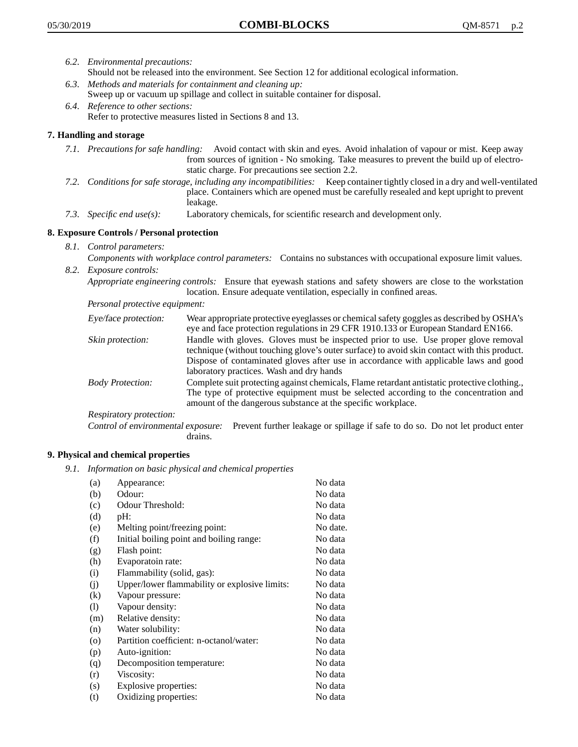6.2. *Environmental precautions:*
Should not be released into the environment. See Section 12 for additional ecological information.

6.3. *Methods and materials for containment and cleaning up:*
Sweep up or vacuum up spillage and collect in suitable container for disposal.

6.4. *Reference to other sections:*
Refer to protective measures listed in Sections 8 and 13.

## 7. Handling and storage

7.1. *Precautions for safe handling:* Avoid contact with skin and eyes. Avoid inhalation of vapour or mist. Keep away from sources of ignition - No smoking. Take measures to prevent the build up of electrostatic charge. For precautions see section 2.2.

7.2. *Conditions for safe storage, including any incompatibilities:* Keep container tightly closed in a dry and well-ventilated place. Containers which are opened must be carefully resealed and kept upright to prevent leakage.

7.3. *Specific end use(s):* Laboratory chemicals, for scientific research and development only.

## 8. Exposure Controls / Personal protection

8.1. *Control parameters:*
*Components with workplace control parameters:* Contains no substances with occupational exposure limit values.

8.2. *Exposure controls:*
*Appropriate engineering controls:* Ensure that eyewash stations and safety showers are close to the workstation location. Ensure adequate ventilation, especially in confined areas.

*Personal protective equipment:*

*Eye/face protection:* Wear appropriate protective eyeglasses or chemical safety goggles as described by OSHA's eye and face protection regulations in 29 CFR 1910.133 or European Standard EN166.

*Skin protection:* Handle with gloves. Gloves must be inspected prior to use. Use proper glove removal technique (without touching glove's outer surface) to avoid skin contact with this product. Dispose of contaminated gloves after use in accordance with applicable laws and good laboratory practices. Wash and dry hands

*Body Protection:* Complete suit protecting against chemicals, Flame retardant antistatic protective clothing., The type of protective equipment must be selected according to the concentration and amount of the dangerous substance at the specific workplace.

*Respiratory protection:*

*Control of environmental exposure:* Prevent further leakage or spillage if safe to do so. Do not let product enter drains.

## 9. Physical and chemical properties

9.1. *Information on basic physical and chemical properties*

| | | |
|---|---|---|
| (a) | Appearance: | No data |
| (b) | Odour: | No data |
| (c) | Odour Threshold: | No data |
| (d) | pH: | No data |
| (e) | Melting point/freezing point: | No date. |
| (f) | Initial boiling point and boiling range: | No data |
| (g) | Flash point: | No data |
| (h) | Evaporatoin rate: | No data |
| (i) | Flammability (solid, gas): | No data |
| (j) | Upper/lower flammability or explosive limits: | No data |
| (k) | Vapour pressure: | No data |
| (l) | Vapour density: | No data |
| (m) | Relative density: | No data |
| (n) | Water solubility: | No data |
| (o) | Partition coefficient: n-octanol/water: | No data |
| (p) | Auto-ignition: | No data |
| (q) | Decomposition temperature: | No data |
| (r) | Viscosity: | No data |
| (s) | Explosive properties: | No data |
| (t) | Oxidizing properties: | No data |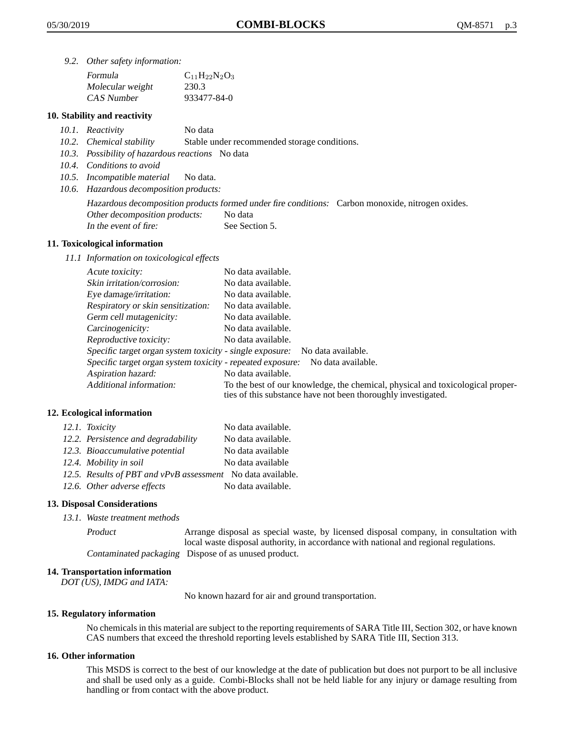*9.2. Other safety information:*

| | |
|---|---|
| *Formula* | $C_{11}H_{22}N_2O_3$ |
| *Molecular weight* | 230.3 |
| *CAS Number* | 933477-84-0 |

## 10. Stability and reactivity

*10.1. Reactivity* No data

*10.2. Chemical stability* Stable under recommended storage conditions.

*10.3. Possibility of hazardous reactions* No data

*10.4. Conditions to avoid*

*10.5. Incompatible material* No data.

*10.6. Hazardous decomposition products:*

*Hazardous decomposition products formed under fire conditions:* Carbon monoxide, nitrogen oxides.

*Other decomposition products:* No data

*In the event of fire:* See Section 5.

## 11. Toxicological information

*11.1 Information on toxicological effects*

| | |
|---|---|
| *Acute toxicity:* | No data available. |
| *Skin irritation/corrosion:* | No data available. |
| *Eye damage/irritation:* | No data available. |
| *Respiratory or skin sensitization:* | No data available. |
| *Germ cell mutagenicity:* | No data available. |
| *Carcinogenicity:* | No data available. |
| *Reproductive toxicity:* | No data available. |
| *Specific target organ system toxicity - single exposure:* | No data available. |
| *Specific target organ system toxicity - repeated exposure:* | No data available. |
| *Aspiration hazard:* | No data available. |
| *Additional information:* | To the best of our knowledge, the chemical, physical and toxicological properties of this substance have not been thoroughly investigated. |

## 12. Ecological information

| | |
|---|---|
| *12.1. Toxicity* | No data available. |
| *12.2. Persistence and degradability* | No data available. |
| *12.3. Bioaccumulative potential* | No data available |
| *12.4. Mobility in soil* | No data available |
| *12.5. Results of PBT and vPvB assessment* | No data available. |
| *12.6. Other adverse effects* | No data available. |

## 13. Disposal Considerations

*13.1. Waste treatment methods*

*Product* Arrange disposal as special waste, by licensed disposal company, in consultation with local waste disposal authority, in accordance with national and regional regulations.

*Contaminated packaging* Dispose of as unused product.

## 14. Transportation information

*DOT (US), IMDG and IATA:*

No known hazard for air and ground transportation.

## 15. Regulatory information

No chemicals in this material are subject to the reporting requirements of SARA Title III, Section 302, or have known CAS numbers that exceed the threshold reporting levels established by SARA Title III, Section 313.

## 16. Other information

This MSDS is correct to the best of our knowledge at the date of publication but does not purport to be all inclusive and shall be used only as a guide. Combi-Blocks shall not be held liable for any injury or damage resulting from handling or from contact with the above product.